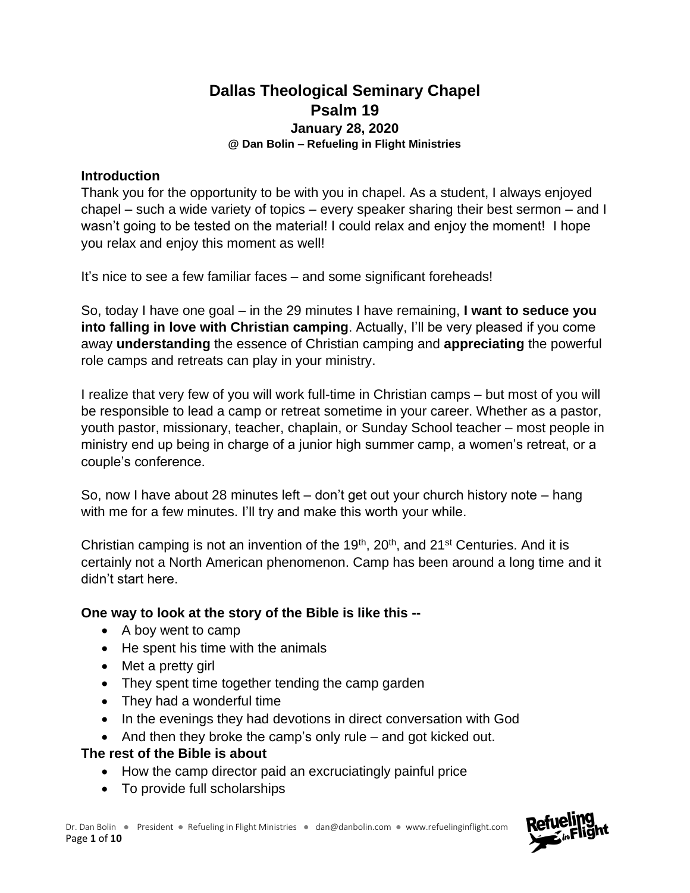# Dallas Theological Seminary Chapel

# Psalm 19

### January 28, 2020

**@ Dan Bolin – Refueling in Flight Ministries**

**Introduction**

Thank you for the opportunity to be with you in chapel. As a student, I always enjoyed chapel – such a wide variety of topics – every speaker sharing their best sermon – and I wasn't going to be tested on the material! I could relax and enjoy the moment! I hope you relax and enjoy this moment as well!

It's nice to see a few familiar faces – and some significant foreheads!

So, today I have one goal – in the 29 minutes I have remaining, **I want to seduce you into falling in love with Christian camping**. Actually, I'll be very pleased if you come away **understanding** the essence of Christian camping and **appreciating** the powerful role camps and retreats can play in your ministry.

I realize that very few of you will work full-time in Christian camps – but most of you will be responsible to lead a camp or retreat sometime in your career. Whether as a pastor, youth pastor, missionary, teacher, chaplain, or Sunday School teacher – most people in ministry end up being in charge of a junior high summer camp, a women's retreat, or a couple's conference.

So, now I have about 28 minutes left – don't get out your church history note – hang with me for a few minutes. I'll try and make this worth your while.

Christian camping is not an invention of the 19th, 20th, and 21st Centuries. And it is certainly not a North American phenomenon. Camp has been around a long time and it didn't start here.

**One way to look at the story of the Bible is like this --**

- A boy went to camp
- He spent his time with the animals
- Met a pretty girl
- They spent time together tending the camp garden
- They had a wonderful time
- In the evenings they had devotions in direct conversation with God
- And then they broke the camp's only rule – and got kicked out.

**The rest of the Bible is about**

- How the camp director paid an excruciatingly painful price
- To provide full scholarships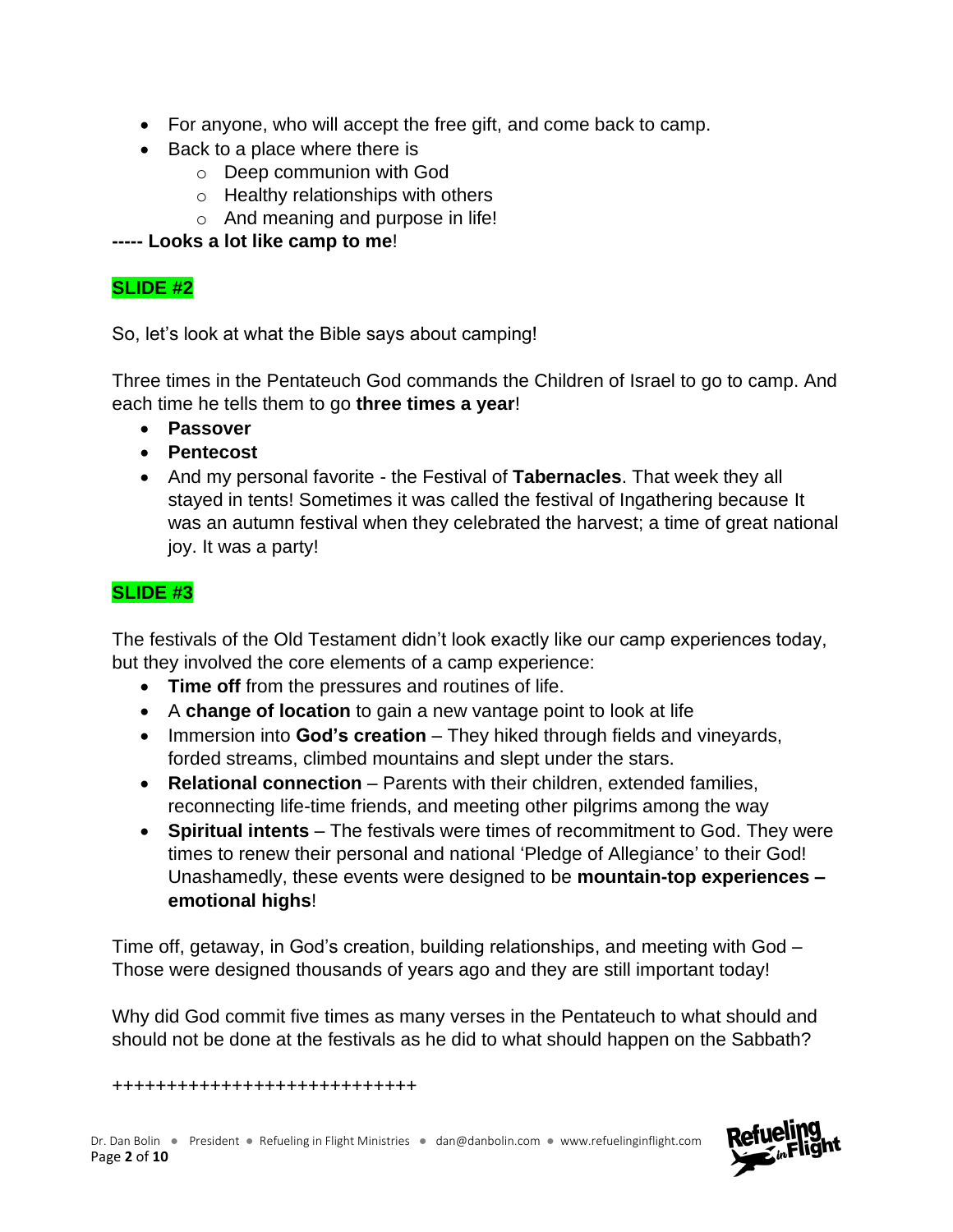- For anyone, who will accept the free gift, and come back to camp.
- Back to a place where there is
    - Deep communion with God
    - Healthy relationships with others
    - And meaning and purpose in life!

**----- Looks a lot like camp to me**!

**SLIDE #2**

So, let's look at what the Bible says about camping!

Three times in the Pentateuch God commands the Children of Israel to go to camp. And each time he tells them to go **three times a year**!

- **Passover**
- **Pentecost**
- And my personal favorite - the Festival of **Tabernacles**. That week they all stayed in tents! Sometimes it was called the festival of Ingathering because It was an autumn festival when they celebrated the harvest; a time of great national joy. It was a party!

**SLIDE #3**

The festivals of the Old Testament didn't look exactly like our camp experiences today, but they involved the core elements of a camp experience:

- **Time off** from the pressures and routines of life.
- A **change of location** to gain a new vantage point to look at life
- Immersion into **God's creation** – They hiked through fields and vineyards, forded streams, climbed mountains and slept under the stars.
- **Relational connection** – Parents with their children, extended families, reconnecting life-time friends, and meeting other pilgrims among the way
- **Spiritual intents** – The festivals were times of recommitment to God. They were times to renew their personal and national 'Pledge of Allegiance' to their God! Unashamedly, these events were designed to be **mountain-top experiences – emotional highs**!

Time off, getaway, in God's creation, building relationships, and meeting with God – Those were designed thousands of years ago and they are still important today!

Why did God commit five times as many verses in the Pentateuch to what should and should not be done at the festivals as he did to what should happen on the Sabbath?

++++++++++++++++++++++++++++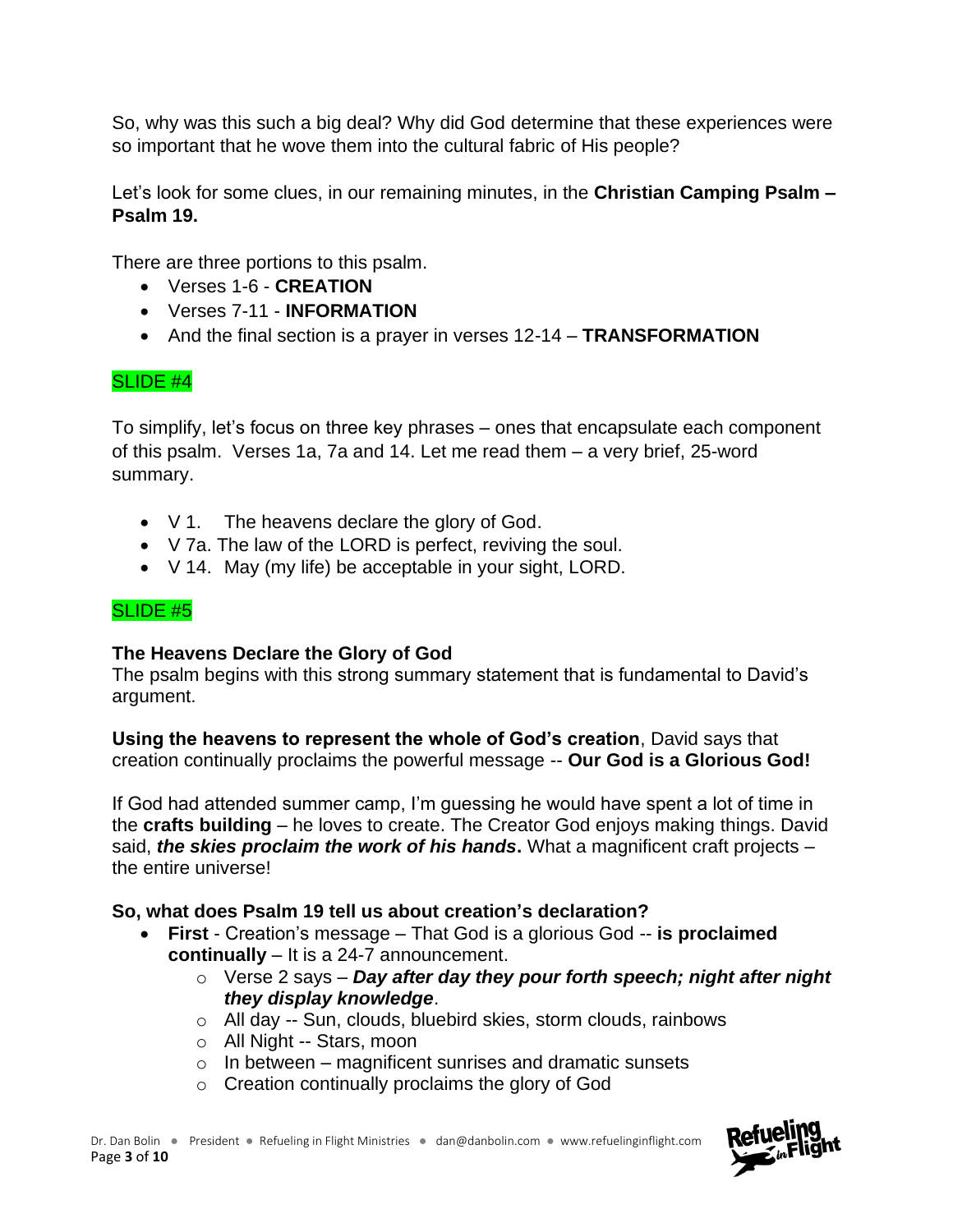So, why was this such a big deal? Why did God determine that these experiences were so important that he wove them into the cultural fabric of His people?

Let's look for some clues, in our remaining minutes, in the **Christian Camping Psalm – Psalm 19.**

There are three portions to this psalm.

- Verses 1-6 - **CREATION**
- Verses 7-11 - **INFORMATION**
- And the final section is a prayer in verses 12-14 – **TRANSFORMATION**

SLIDE #4

To simplify, let's focus on three key phrases – ones that encapsulate each component of this psalm. Verses 1a, 7a and 14. Let me read them – a very brief, 25-word summary.

- V 1. The heavens declare the glory of God.
- V 7a. The law of the LORD is perfect, reviving the soul.
- V 14. May (my life) be acceptable in your sight, LORD.

SLIDE #5

**The Heavens Declare the Glory of God**

The psalm begins with this strong summary statement that is fundamental to David's argument.

**Using the heavens to represent the whole of God's creation**, David says that creation continually proclaims the powerful message -- **Our God is a Glorious God!**

If God had attended summer camp, I'm guessing he would have spent a lot of time in the **crafts building** – he loves to create. The Creator God enjoys making things. David said, ***the skies proclaim the work of his hands*****.** What a magnificent craft projects – the entire universe!

**So, what does Psalm 19 tell us about creation's declaration?**

- **First** - Creation's message – That God is a glorious God -- **is proclaimed continually** – It is a 24-7 announcement.
  - Verse 2 says – ***Day after day they pour forth speech; night after night they display knowledge***.
  - All day -- Sun, clouds, bluebird skies, storm clouds, rainbows
  - All Night -- Stars, moon
  - In between – magnificent sunrises and dramatic sunsets
  - Creation continually proclaims the glory of God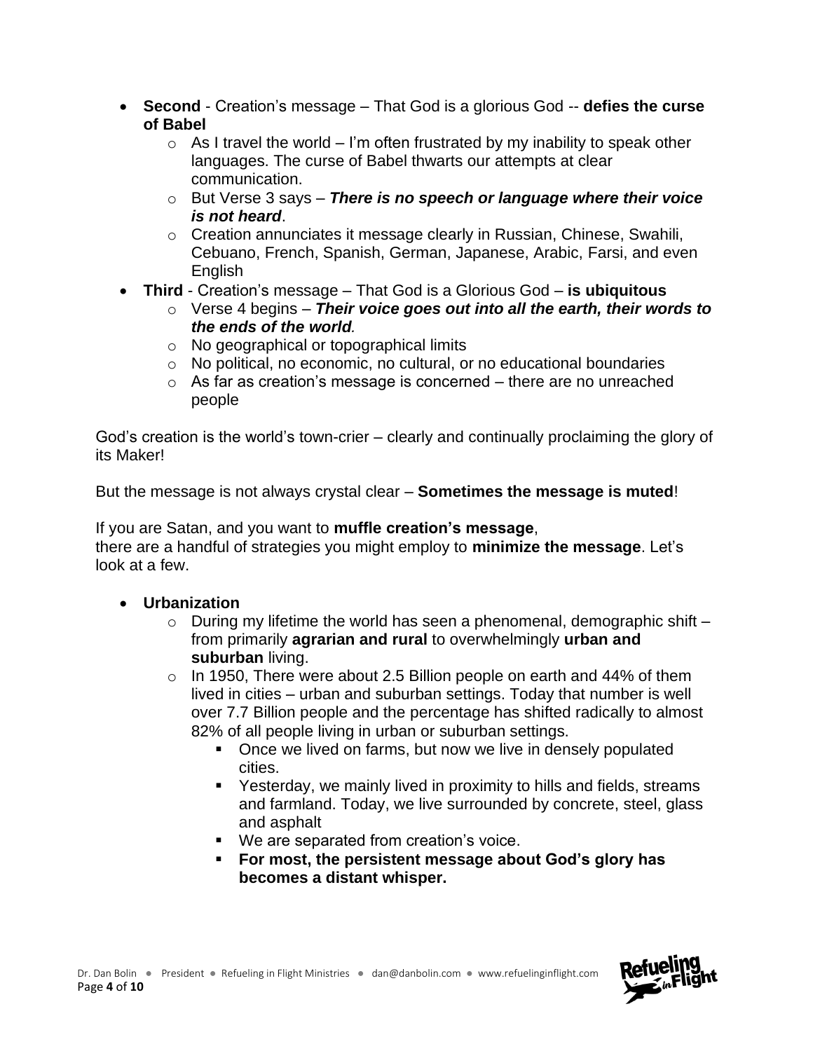- **Second** - Creation's message – That God is a glorious God -- **defies the curse of Babel**
  - As I travel the world – I'm often frustrated by my inability to speak other languages. The curse of Babel thwarts our attempts at clear communication.
  - But Verse 3 says – ***There is no speech or language where their voice is not heard***.
  - Creation annunciates it message clearly in Russian, Chinese, Swahili, Cebuano, French, Spanish, German, Japanese, Arabic, Farsi, and even English
- **Third** - Creation's message – That God is a Glorious God – **is ubiquitous**
  - Verse 4 begins – ***Their voice goes out into all the earth, their words to the ends of the world.***
  - No geographical or topographical limits
  - No political, no economic, no cultural, or no educational boundaries
  - As far as creation's message is concerned – there are no unreached people

God's creation is the world's town-crier – clearly and continually proclaiming the glory of its Maker!

But the message is not always crystal clear – **Sometimes the message is muted**!

If you are Satan, and you want to **muffle creation's message**,
there are a handful of strategies you might employ to **minimize the message**. Let's look at a few.

- **Urbanization**
  - During my lifetime the world has seen a phenomenal, demographic shift – from primarily **agrarian and rural** to overwhelmingly **urban and suburban** living.
  - In 1950, There were about 2.5 Billion people on earth and 44% of them lived in cities – urban and suburban settings. Today that number is well over 7.7 Billion people and the percentage has shifted radically to almost 82% of all people living in urban or suburban settings.
    - Once we lived on farms, but now we live in densely populated cities.
    - Yesterday, we mainly lived in proximity to hills and fields, streams and farmland. Today, we live surrounded by concrete, steel, glass and asphalt
    - We are separated from creation's voice.
    - **For most, the persistent message about God's glory has becomes a distant whisper.**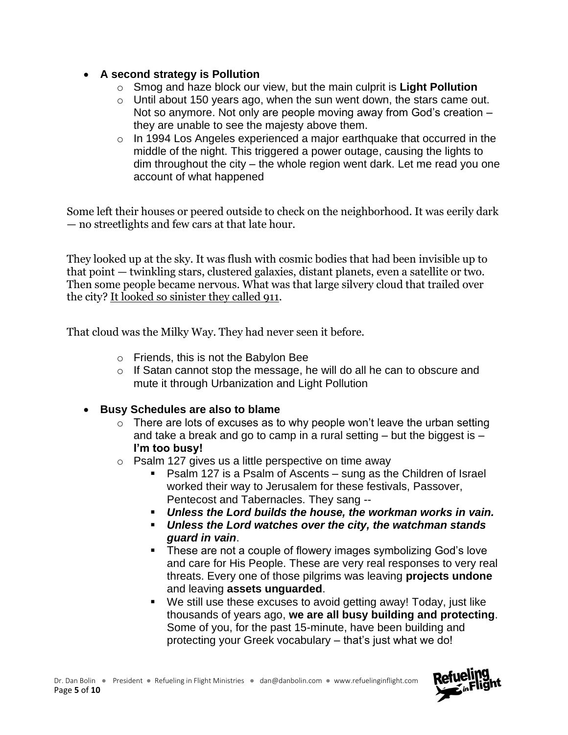- **A second strategy is Pollution**
  - Smog and haze block our view, but the main culprit is **Light Pollution**
  - Until about 150 years ago, when the sun went down, the stars came out. Not so anymore. Not only are people moving away from God's creation – they are unable to see the majesty above them.
  - In 1994 Los Angeles experienced a major earthquake that occurred in the middle of the night. This triggered a power outage, causing the lights to dim throughout the city – the whole region went dark. Let me read you one account of what happened

Some left their houses or peered outside to check on the neighborhood. It was eerily dark — no streetlights and few cars at that late hour.

They looked up at the sky. It was flush with cosmic bodies that had been invisible up to that point — twinkling stars, clustered galaxies, distant planets, even a satellite or two. Then some people became nervous. What was that large silvery cloud that trailed over the city? It looked so sinister they called 911.

That cloud was the Milky Way. They had never seen it before.

  - Friends, this is not the Babylon Bee
  - If Satan cannot stop the message, he will do all he can to obscure and mute it through Urbanization and Light Pollution

- **Busy Schedules are also to blame**
  - There are lots of excuses as to why people won't leave the urban setting and take a break and go to camp in a rural setting – but the biggest is – **I'm too busy!**
  - Psalm 127 gives us a little perspective on time away
    - Psalm 127 is a Psalm of Ascents – sung as the Children of Israel worked their way to Jerusalem for these festivals, Passover, Pentecost and Tabernacles. They sang --
    - ***Unless the Lord builds the house, the workman works in vain.***
    - ***Unless the Lord watches over the city, the watchman stands guard in vain***.
    - These are not a couple of flowery images symbolizing God's love and care for His People. These are very real responses to very real threats. Every one of those pilgrims was leaving **projects undone** and leaving **assets unguarded**.
    - We still use these excuses to avoid getting away! Today, just like thousands of years ago, **we are all busy building and protecting**. Some of you, for the past 15-minute, have been building and protecting your Greek vocabulary – that's just what we do!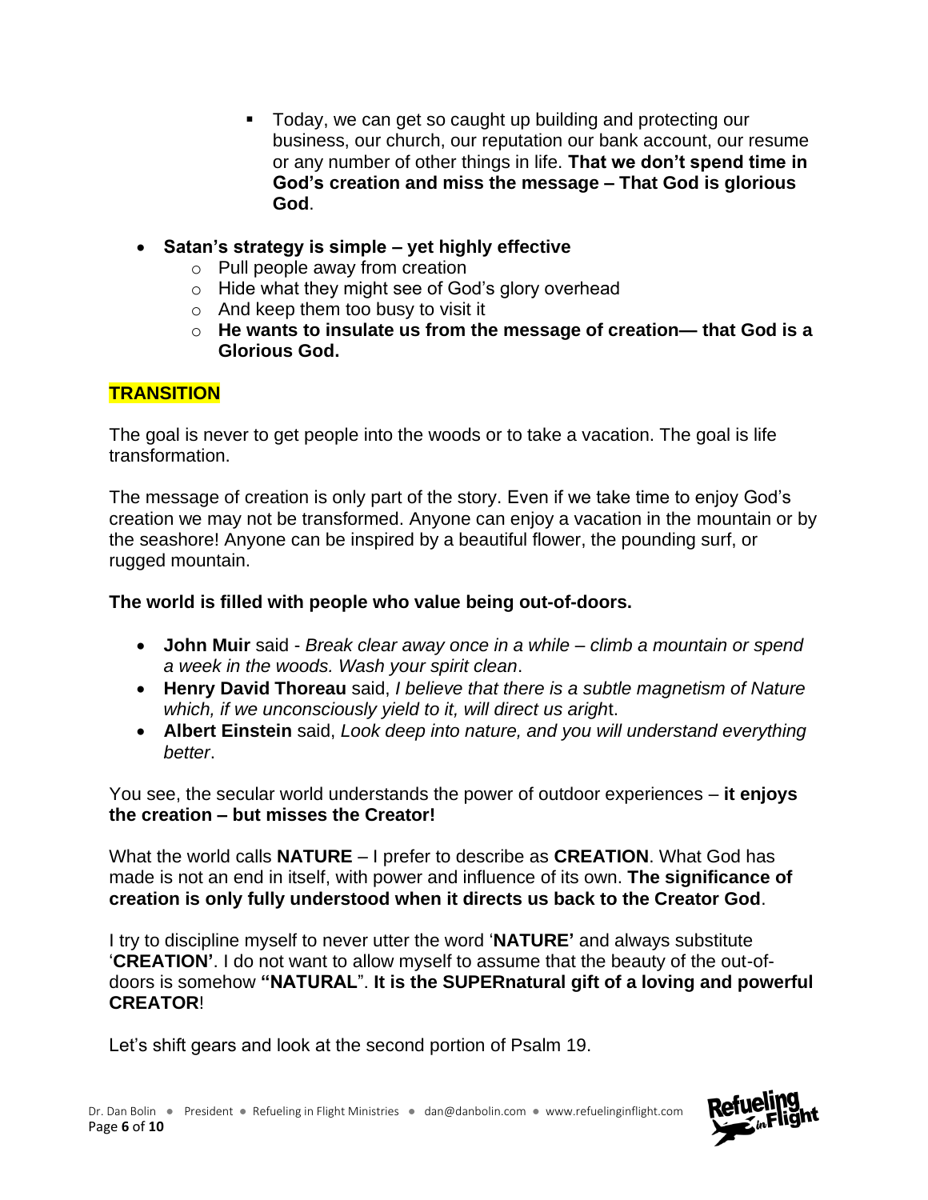- Today, we can get so caught up building and protecting our business, our church, our reputation our bank account, our resume or any number of other things in life. **That we don't spend time in God's creation and miss the message – That God is glorious God**.

- **Satan's strategy is simple – yet highly effective**
    - Pull people away from creation
    - Hide what they might see of God's glory overhead
    - And keep them too busy to visit it
    - **He wants to insulate us from the message of creation— that God is a Glorious God.**

**TRANSITION**

The goal is never to get people into the woods or to take a vacation. The goal is life transformation.

The message of creation is only part of the story. Even if we take time to enjoy God's creation we may not be transformed. Anyone can enjoy a vacation in the mountain or by the seashore! Anyone can be inspired by a beautiful flower, the pounding surf, or rugged mountain.

**The world is filled with people who value being out-of-doors.**

- **John Muir** said - *Break clear away once in a while – climb a mountain or spend a week in the woods. Wash your spirit clean*.
- **Henry David Thoreau** said, *I believe that there is a subtle magnetism of Nature which, if we unconsciously yield to it, will direct us aright*.
- **Albert Einstein** said, *Look deep into nature, and you will understand everything better*.

You see, the secular world understands the power of outdoor experiences – **it enjoys the creation – but misses the Creator!**

What the world calls **NATURE** – I prefer to describe as **CREATION**. What God has made is not an end in itself, with power and influence of its own. **The significance of creation is only fully understood when it directs us back to the Creator God**.

I try to discipline myself to never utter the word '**NATURE'** and always substitute '**CREATION'**. I do not want to allow myself to assume that the beauty of the out-of-doors is somehow **"NATURAL"**. **It is the SUPERnatural gift of a loving and powerful CREATOR**!

Let's shift gears and look at the second portion of Psalm 19.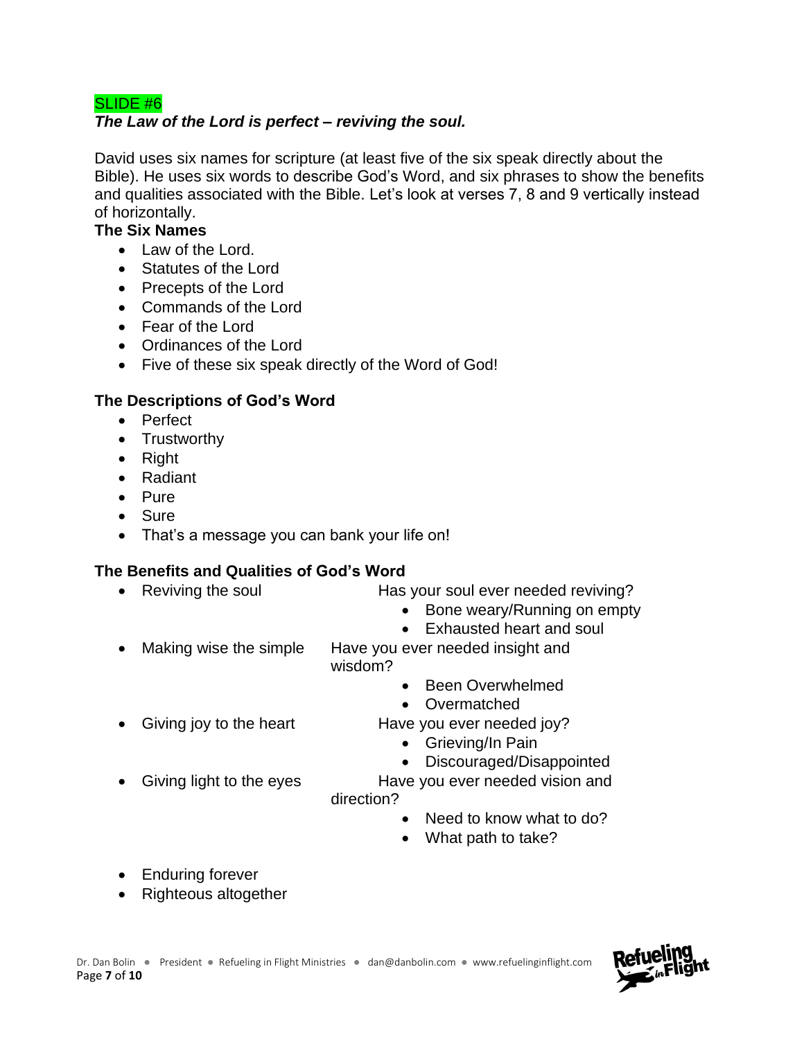SLIDE #6

***The Law of the Lord is perfect – reviving the soul.***

David uses six names for scripture (at least five of the six speak directly about the Bible). He uses six words to describe God's Word, and six phrases to show the benefits and qualities associated with the Bible. Let's look at verses 7, 8 and 9 vertically instead of horizontally.

**The Six Names**

- Law of the Lord.
- Statutes of the Lord
- Precepts of the Lord
- Commands of the Lord
- Fear of the Lord
- Ordinances of the Lord
- Five of these six speak directly of the Word of God!

**The Descriptions of God's Word**

- Perfect
- Trustworthy
- Right
- Radiant
- Pure
- Sure
- That's a message you can bank your life on!

**The Benefits and Qualities of God's Word**

- Reviving the soul — Has your soul ever needed reviving?
  - Bone weary/Running on empty
  - Exhausted heart and soul
- Making wise the simple — Have you ever needed insight and wisdom?
  - Been Overwhelmed
  - Overmatched
- Giving joy to the heart — Have you ever needed joy?
  - Grieving/In Pain
  - Discouraged/Disappointed
- Giving light to the eyes — Have you ever needed vision and direction?
  - Need to know what to do?
  - What path to take?
- Enduring forever
- Righteous altogether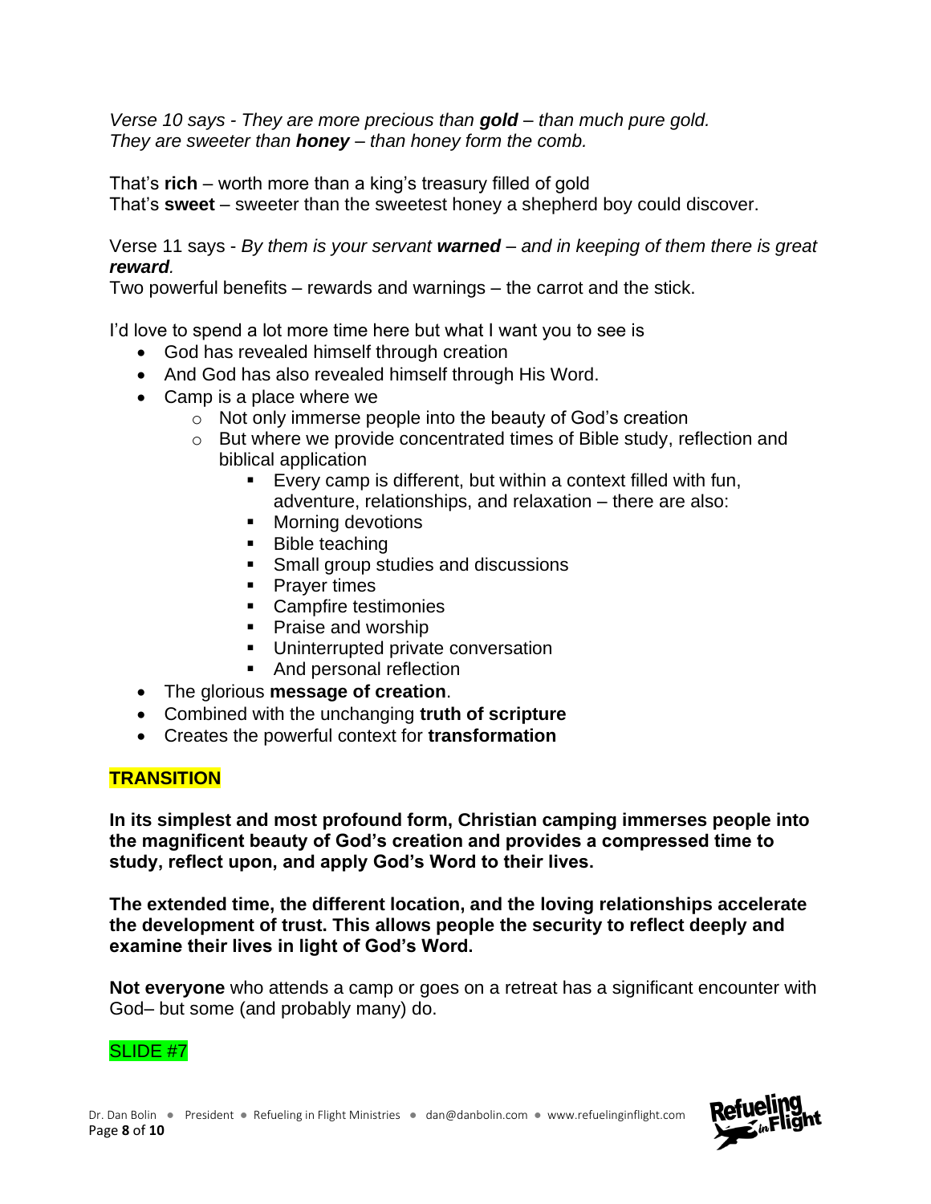*Verse 10 says - They are more precious than **gold** – than much pure gold.*
*They are sweeter than **honey** – than honey form the comb.*

That's **rich** – worth more than a king's treasury filled of gold
That's **sweet** – sweeter than the sweetest honey a shepherd boy could discover.

Verse 11 says - *By them is your servant **warned** – and in keeping of them there is great **reward**.*
Two powerful benefits – rewards and warnings – the carrot and the stick.

I'd love to spend a lot more time here but what I want you to see is

- God has revealed himself through creation
- And God has also revealed himself through His Word.
- Camp is a place where we
    - Not only immerse people into the beauty of God's creation
    - But where we provide concentrated times of Bible study, reflection and biblical application
        - Every camp is different, but within a context filled with fun, adventure, relationships, and relaxation – there are also:
        - Morning devotions
        - Bible teaching
        - Small group studies and discussions
        - Prayer times
        - Campfire testimonies
        - Praise and worship
        - Uninterrupted private conversation
        - And personal reflection
- The glorious **message of creation**.
- Combined with the unchanging **truth of scripture**
- Creates the powerful context for **transformation**

**TRANSITION**

**In its simplest and most profound form, Christian camping immerses people into the magnificent beauty of God's creation and provides a compressed time to study, reflect upon, and apply God's Word to their lives.**

**The extended time, the different location, and the loving relationships accelerate the development of trust. This allows people the security to reflect deeply and examine their lives in light of God's Word.**

**Not everyone** who attends a camp or goes on a retreat has a significant encounter with God– but some (and probably many) do.

SLIDE #7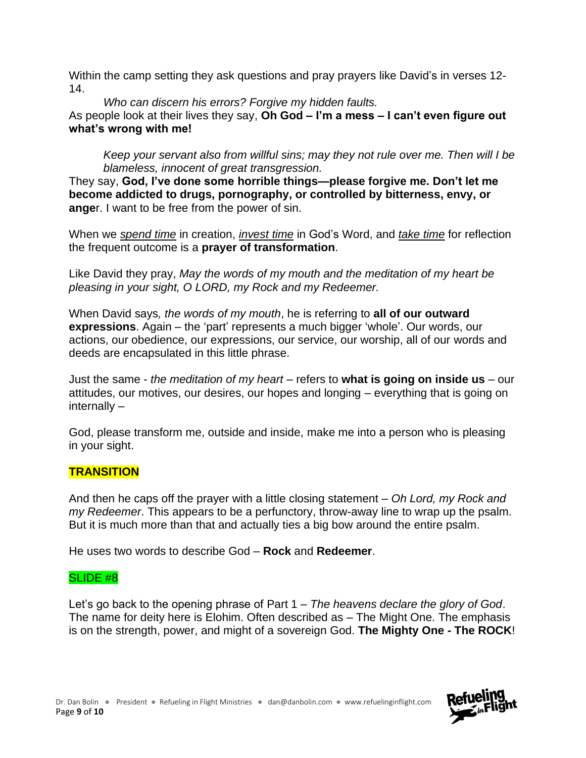Within the camp setting they ask questions and pray prayers like David's in verses 12-14.

> *Who can discern his errors? Forgive my hidden faults.*

As people look at their lives they say, **Oh God – I'm a mess – I can't even figure out what's wrong with me!**

> *Keep your servant also from willful sins; may they not rule over me. Then will I be blameless, innocent of great transgression.*

They say, **God, I've done some horrible things—please forgive me. Don't let me become addicted to drugs, pornography, or controlled by bitterness, envy, or ange**r. I want to be free from the power of sin.

When we <u>*spend time*</u> in creation, <u>*invest time*</u> in God's Word, and <u>*take time*</u> for reflection the frequent outcome is a **prayer of transformation**.

Like David they pray, *May the words of my mouth and the meditation of my heart be pleasing in your sight, O LORD, my Rock and my Redeemer.*

When David says*, the words of my mouth*, he is referring to **all of our outward expressions**. Again – the 'part' represents a much bigger 'whole'. Our words, our actions, our obedience, our expressions, our service, our worship, all of our words and deeds are encapsulated in this little phrase.

Just the same - *the meditation of my heart* – refers to **what is going on inside us** – our attitudes, our motives, our desires, our hopes and longing – everything that is going on internally –

God, please transform me, outside and inside, make me into a person who is pleasing in your sight.

**TRANSITION**

And then he caps off the prayer with a little closing statement – *Oh Lord, my Rock and my Redeemer*. This appears to be a perfunctory, throw-away line to wrap up the psalm. But it is much more than that and actually ties a big bow around the entire psalm.

He uses two words to describe God – **Rock** and **Redeemer**.

SLIDE #8

Let's go back to the opening phrase of Part 1 – *The heavens declare the glory of God*. The name for deity here is Elohim. Often described as – The Might One. The emphasis is on the strength, power, and might of a sovereign God. **The Mighty One - The ROCK**!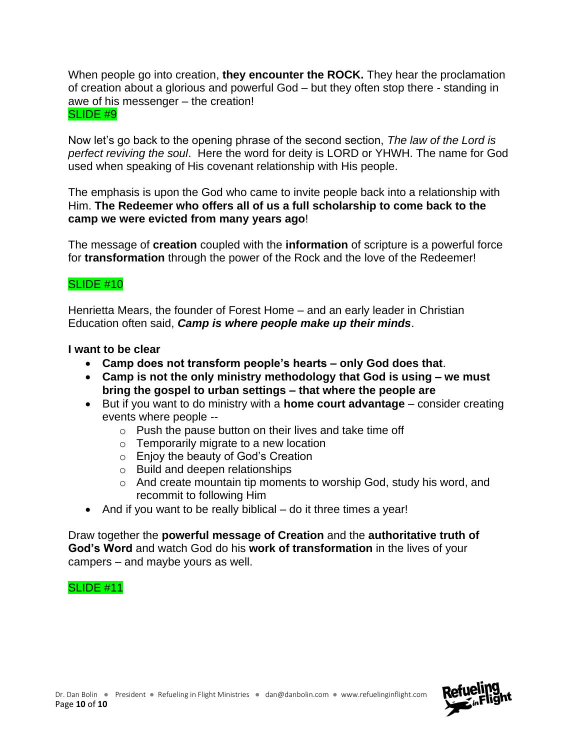When people go into creation, **they encounter the ROCK.** They hear the proclamation of creation about a glorious and powerful God – but they often stop there - standing in awe of his messenger – the creation!
SLIDE #9

Now let's go back to the opening phrase of the second section, *The law of the Lord is perfect reviving the soul*. Here the word for deity is LORD or YHWH. The name for God used when speaking of His covenant relationship with His people.

The emphasis is upon the God who came to invite people back into a relationship with Him. **The Redeemer who offers all of us a full scholarship to come back to the camp we were evicted from many years ago**!

The message of **creation** coupled with the **information** of scripture is a powerful force for **transformation** through the power of the Rock and the love of the Redeemer!

SLIDE #10

Henrietta Mears, the founder of Forest Home – and an early leader in Christian Education often said, ***Camp is where people make up their minds***.

**I want to be clear**

- **Camp does not transform people's hearts – only God does that**.
- **Camp is not the only ministry methodology that God is using – we must bring the gospel to urban settings – that where the people are**
- But if you want to do ministry with a **home court advantage** – consider creating events where people --
  - Push the pause button on their lives and take time off
  - Temporarily migrate to a new location
  - Enjoy the beauty of God's Creation
  - Build and deepen relationships
  - And create mountain tip moments to worship God, study his word, and recommit to following Him
- And if you want to be really biblical – do it three times a year!

Draw together the **powerful message of Creation** and the **authoritative truth of God's Word** and watch God do his **work of transformation** in the lives of your campers – and maybe yours as well.

SLIDE #11